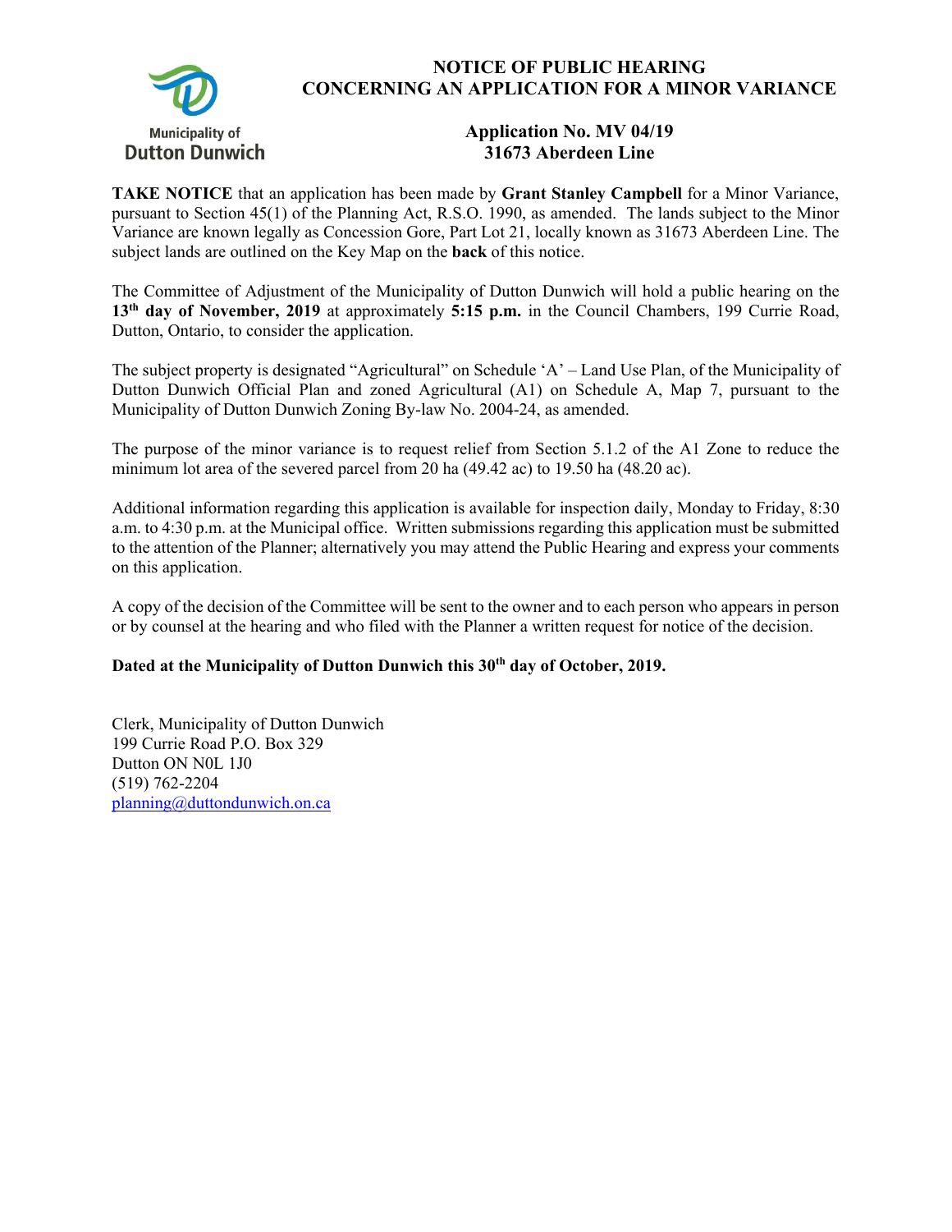Municipality of
Dutton Dunwich

# NOTICE OF PUBLIC HEARING
# CONCERNING AN APPLICATION FOR A MINOR VARIANCE

## Application No. MV 04/19
## 31673 Aberdeen Line

**TAKE NOTICE** that an application has been made by **Grant Stanley Campbell** for a Minor Variance, pursuant to Section 45(1) of the Planning Act, R.S.O. 1990, as amended. The lands subject to the Minor Variance are known legally as Concession Gore, Part Lot 21, locally known as 31673 Aberdeen Line. The subject lands are outlined on the Key Map on the **back** of this notice.

The Committee of Adjustment of the Municipality of Dutton Dunwich will hold a public hearing on the **13th day of November, 2019** at approximately **5:15 p.m.** in the Council Chambers, 199 Currie Road, Dutton, Ontario, to consider the application.

The subject property is designated "Agricultural" on Schedule 'A' – Land Use Plan, of the Municipality of Dutton Dunwich Official Plan and zoned Agricultural (A1) on Schedule A, Map 7, pursuant to the Municipality of Dutton Dunwich Zoning By-law No. 2004-24, as amended.

The purpose of the minor variance is to request relief from Section 5.1.2 of the A1 Zone to reduce the minimum lot area of the severed parcel from 20 ha (49.42 ac) to 19.50 ha (48.20 ac).

Additional information regarding this application is available for inspection daily, Monday to Friday, 8:30 a.m. to 4:30 p.m. at the Municipal office. Written submissions regarding this application must be submitted to the attention of the Planner; alternatively you may attend the Public Hearing and express your comments on this application.

A copy of the decision of the Committee will be sent to the owner and to each person who appears in person or by counsel at the hearing and who filed with the Planner a written request for notice of the decision.

**Dated at the Municipality of Dutton Dunwich this 30th day of October, 2019.**

Clerk, Municipality of Dutton Dunwich
199 Currie Road P.O. Box 329
Dutton ON N0L 1J0
(519) 762-2204
planning@duttondunwich.on.ca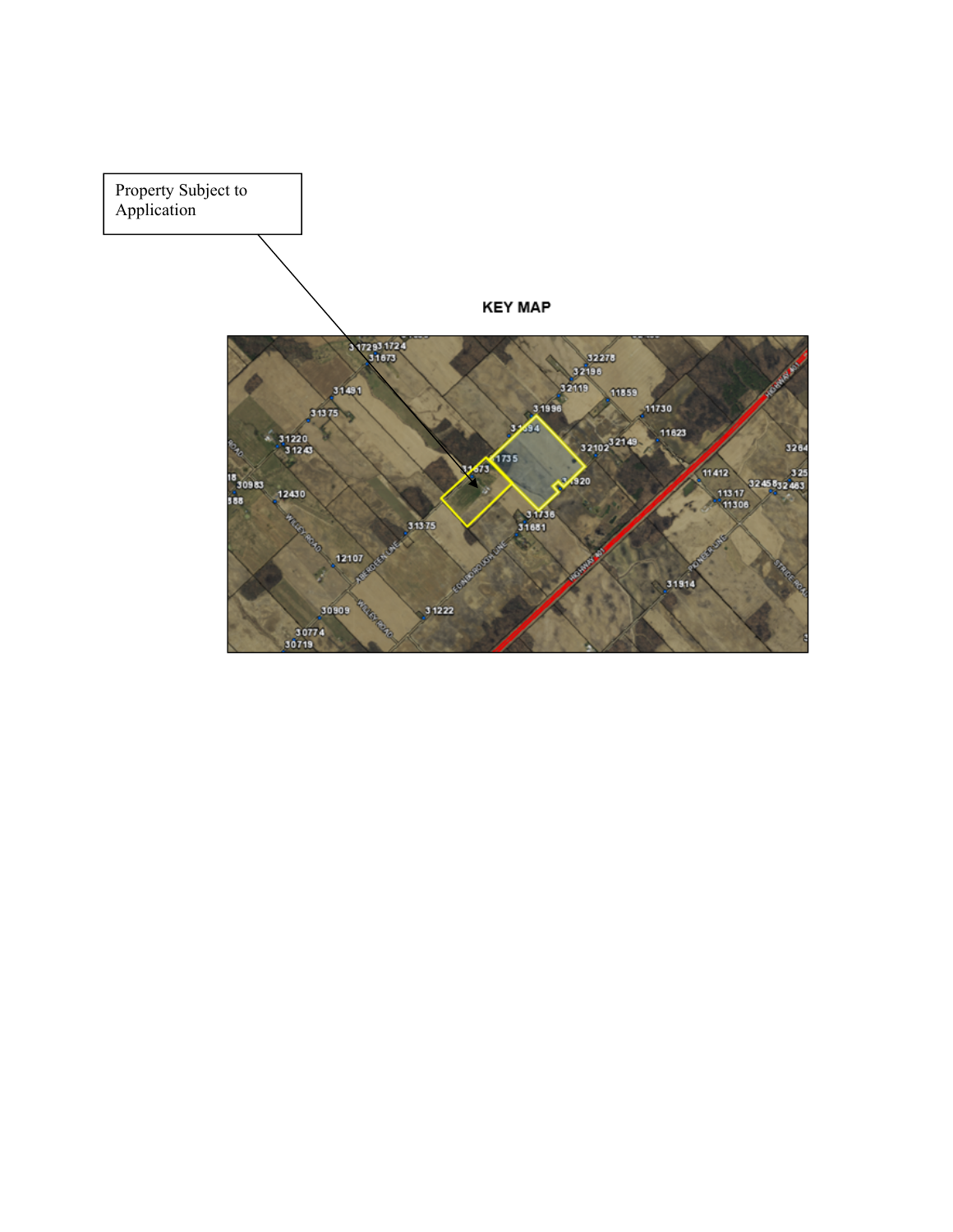Property Subject to Application

**KEY MAP**

31729
31724
31673
32278
32196
32119
11859
31491
31996
11730
31375
31894
11623
32102
32149
31220
31243
1735
3264
31673
11412
325
ROAD
31920
32458
32463
18
30983
11317
11306
588
12430
31736
31681
WILEY ROAD
31375
EDINBURGH LINE
HIGHWAY 21
PIONEER LINE
12107
ABERDEEN LINE
31814
STRIDE ROAD
30909
WILEY ROAD
31222
30774
30719
HIGHWAY 21